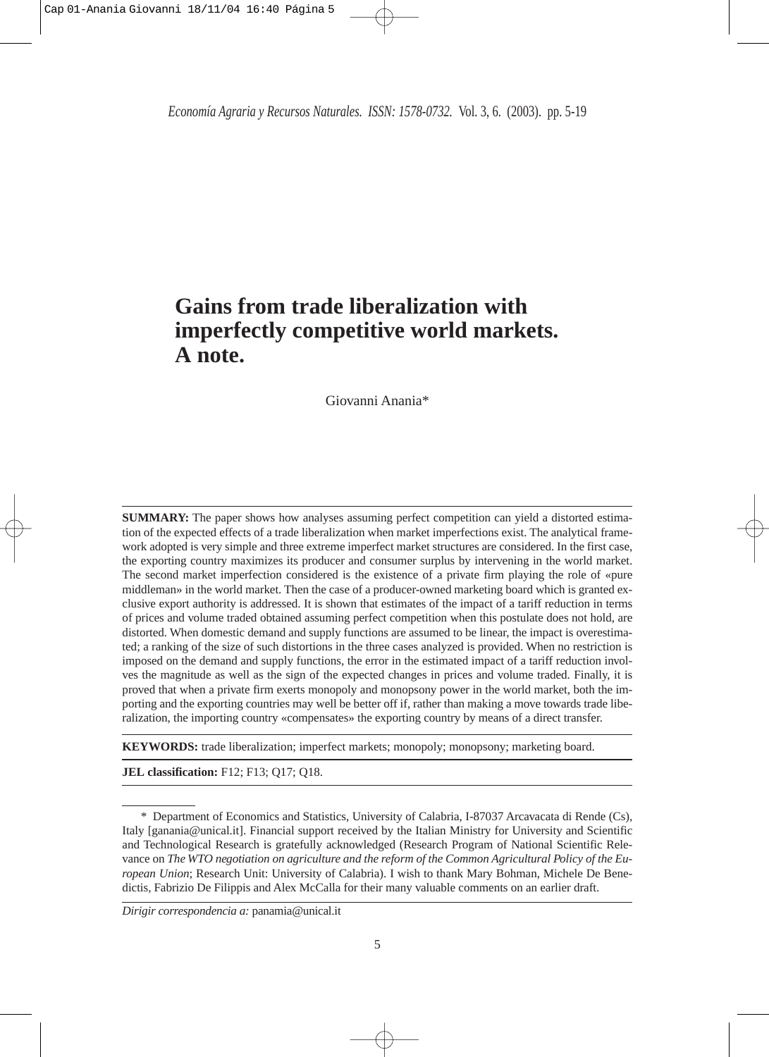# Gains from trade liberalization with imperfectly competitive world markets. A note.

Giovanni Anania*

---

**SUMMARY:** The paper shows how analyses assuming perfect competition can yield a distorted estimation of the expected effects of a trade liberalization when market imperfections exist. The analytical framework adopted is very simple and three extreme imperfect market structures are considered. In the first case, the exporting country maximizes its producer and consumer surplus by intervening in the world market. The second market imperfection considered is the existence of a private firm playing the role of «pure middleman» in the world market. Then the case of a producer-owned marketing board which is granted exclusive export authority is addressed. It is shown that estimates of the impact of a tariff reduction in terms of prices and volume traded obtained assuming perfect competition when this postulate does not hold, are distorted. When domestic demand and supply functions are assumed to be linear, the impact is overestimated; a ranking of the size of such distortions in the three cases analyzed is provided. When no restriction is imposed on the demand and supply functions, the error in the estimated impact of a tariff reduction involves the magnitude as well as the sign of the expected changes in prices and volume traded. Finally, it is proved that when a private firm exerts monopoly and monopsony power in the world market, both the importing and the exporting countries may well be better off if, rather than making a move towards trade liberalization, the importing country «compensates» the exporting country by means of a direct transfer.

**KEYWORDS:** trade liberalization; imperfect markets; monopoly; monopsony; marketing board.

**JEL classification:** F12; F13; Q17; Q18.

---

\* Department of Economics and Statistics, University of Calabria, I-87037 Arcavacata di Rende (Cs), Italy [ganania@unical.it]. Financial support received by the Italian Ministry for University and Scientific and Technological Research is gratefully acknowledged (Research Program of National Scientific Relevance on *The WTO negotiation on agriculture and the reform of the Common Agricultural Policy of the European Union*; Research Unit: University of Calabria). I wish to thank Mary Bohman, Michele De Benedictis, Fabrizio De Filippis and Alex McCalla for their many valuable comments on an earlier draft.

*Dirigir correspondencia a:* panamia@unical.it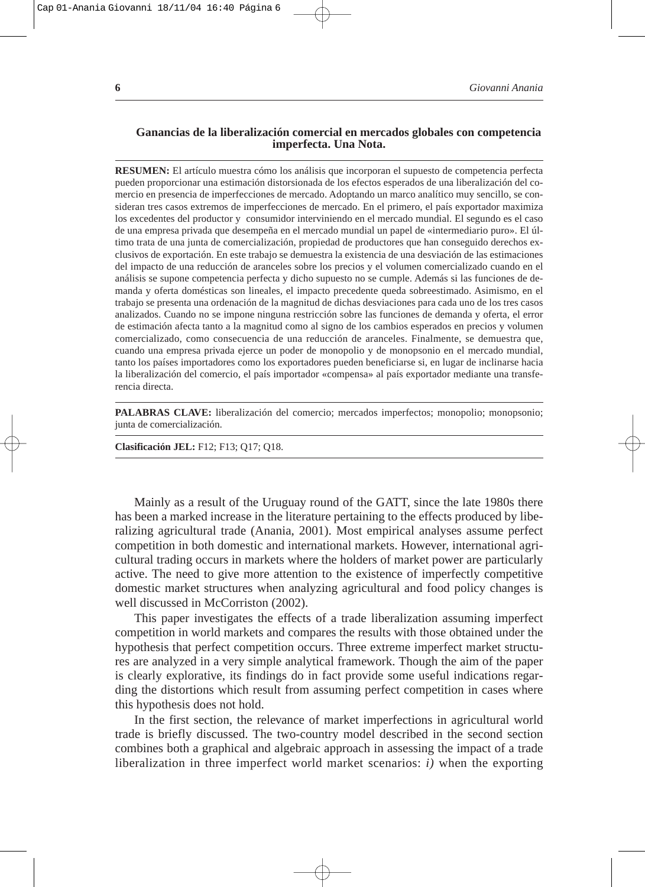## Ganancias de la liberalización comercial en mercados globales con competencia imperfecta. Una Nota.

**RESUMEN:** El artículo muestra cómo los análisis que incorporan el supuesto de competencia perfecta pueden proporcionar una estimación distorsionada de los efectos esperados de una liberalización del comercio en presencia de imperfecciones de mercado. Adoptando un marco analítico muy sencillo, se consideran tres casos extremos de imperfecciones de mercado. En el primero, el país exportador maximiza los excedentes del productor y consumidor interviniendo en el mercado mundial. El segundo es el caso de una empresa privada que desempeña en el mercado mundial un papel de «intermediario puro». El último trata de una junta de comercialización, propiedad de productores que han conseguido derechos exclusivos de exportación. En este trabajo se demuestra la existencia de una desviación de las estimaciones del impacto de una reducción de aranceles sobre los precios y el volumen comercializado cuando en el análisis se supone competencia perfecta y dicho supuesto no se cumple. Además si las funciones de demanda y oferta domésticas son lineales, el impacto precedente queda sobreestimado. Asimismo, en el trabajo se presenta una ordenación de la magnitud de dichas desviaciones para cada uno de los tres casos analizados. Cuando no se impone ninguna restricción sobre las funciones de demanda y oferta, el error de estimación afecta tanto a la magnitud como al signo de los cambios esperados en precios y volumen comercializado, como consecuencia de una reducción de aranceles. Finalmente, se demuestra que, cuando una empresa privada ejerce un poder de monopolio y de monopsonio en el mercado mundial, tanto los países importadores como los exportadores pueden beneficiarse si, en lugar de inclinarse hacia la liberalización del comercio, el país importador «compensa» al país exportador mediante una transferencia directa.

**PALABRAS CLAVE:** liberalización del comercio; mercados imperfectos; monopolio; monopsonio; junta de comercialización.

**Clasificación JEL:** F12; F13; Q17; Q18.

Mainly as a result of the Uruguay round of the GATT, since the late 1980s there has been a marked increase in the literature pertaining to the effects produced by liberalizing agricultural trade (Anania, 2001). Most empirical analyses assume perfect competition in both domestic and international markets. However, international agricultural trading occurs in markets where the holders of market power are particularly active. The need to give more attention to the existence of imperfectly competitive domestic market structures when analyzing agricultural and food policy changes is well discussed in McCorriston (2002).

This paper investigates the effects of a trade liberalization assuming imperfect competition in world markets and compares the results with those obtained under the hypothesis that perfect competition occurs. Three extreme imperfect market structures are analyzed in a very simple analytical framework. Though the aim of the paper is clearly explorative, its findings do in fact provide some useful indications regarding the distortions which result from assuming perfect competition in cases where this hypothesis does not hold.

In the first section, the relevance of market imperfections in agricultural world trade is briefly discussed. The two-country model described in the second section combines both a graphical and algebraic approach in assessing the impact of a trade liberalization in three imperfect world market scenarios: *i)* when the exporting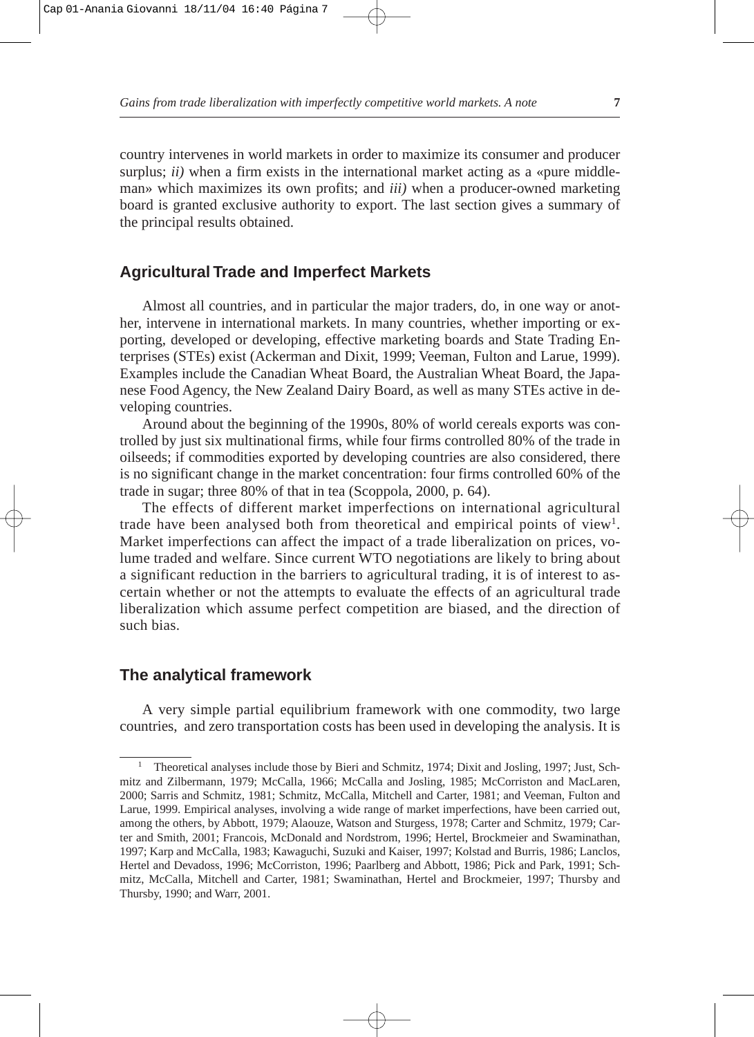country intervenes in world markets in order to maximize its consumer and producer surplus; *ii)* when a firm exists in the international market acting as a «pure middleman» which maximizes its own profits; and *iii)* when a producer-owned marketing board is granted exclusive authority to export. The last section gives a summary of the principal results obtained.

## Agricultural Trade and Imperfect Markets

Almost all countries, and in particular the major traders, do, in one way or another, intervene in international markets. In many countries, whether importing or exporting, developed or developing, effective marketing boards and State Trading Enterprises (STEs) exist (Ackerman and Dixit, 1999; Veeman, Fulton and Larue, 1999). Examples include the Canadian Wheat Board, the Australian Wheat Board, the Japanese Food Agency, the New Zealand Dairy Board, as well as many STEs active in developing countries.

Around about the beginning of the 1990s, 80% of world cereals exports was controlled by just six multinational firms, while four firms controlled 80% of the trade in oilseeds; if commodities exported by developing countries are also considered, there is no significant change in the market concentration: four firms controlled 60% of the trade in sugar; three 80% of that in tea (Scoppola, 2000, p. 64).

The effects of different market imperfections on international agricultural trade have been analysed both from theoretical and empirical points of view[1]. Market imperfections can affect the impact of a trade liberalization on prices, volume traded and welfare. Since current WTO negotiations are likely to bring about a significant reduction in the barriers to agricultural trading, it is of interest to ascertain whether or not the attempts to evaluate the effects of an agricultural trade liberalization which assume perfect competition are biased, and the direction of such bias.

## The analytical framework

A very simple partial equilibrium framework with one commodity, two large countries, and zero transportation costs has been used in developing the analysis. It is

[1] Theoretical analyses include those by Bieri and Schmitz, 1974; Dixit and Josling, 1997; Just, Schmitz and Zilbermann, 1979; McCalla, 1966; McCalla and Josling, 1985; McCorriston and MacLaren, 2000; Sarris and Schmitz, 1981; Schmitz, McCalla, Mitchell and Carter, 1981; and Veeman, Fulton and Larue, 1999. Empirical analyses, involving a wide range of market imperfections, have been carried out, among the others, by Abbott, 1979; Alaouze, Watson and Sturgess, 1978; Carter and Schmitz, 1979; Carter and Smith, 2001; Francois, McDonald and Nordstrom, 1996; Hertel, Brockmeier and Swaminathan, 1997; Karp and McCalla, 1983; Kawaguchi, Suzuki and Kaiser, 1997; Kolstad and Burris, 1986; Lanclos, Hertel and Devadoss, 1996; McCorriston, 1996; Paarlberg and Abbott, 1986; Pick and Park, 1991; Schmitz, McCalla, Mitchell and Carter, 1981; Swaminathan, Hertel and Brockmeier, 1997; Thursby and Thursby, 1990; and Warr, 2001.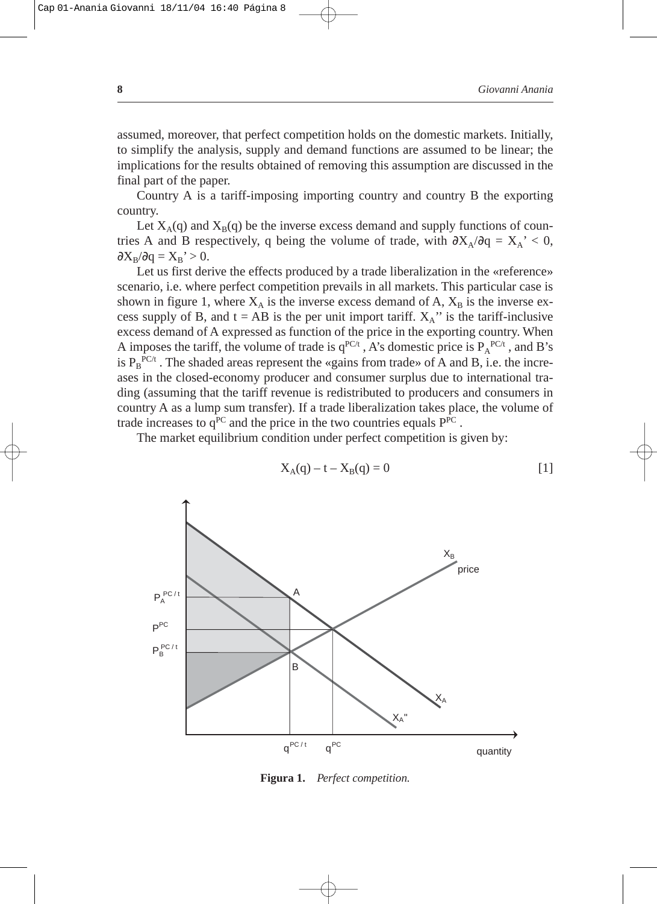assumed, moreover, that perfect competition holds on the domestic markets. Initially, to simplify the analysis, supply and demand functions are assumed to be linear; the implications for the results obtained of removing this assumption are discussed in the final part of the paper.

Country A is a tariff-imposing importing country and country B the exporting country.

Let $X_A(q)$ and $X_B(q)$ be the inverse excess demand and supply functions of countries A and B respectively, q being the volume of trade, with $\partial X_A/\partial q = X_A' < 0$, $\partial X_B/\partial q = X_B' > 0$.

Let us first derive the effects produced by a trade liberalization in the «reference» scenario, i.e. where perfect competition prevails in all markets. This particular case is shown in figure 1, where $X_A$ is the inverse excess demand of A, $X_B$ is the inverse excess supply of B, and t = AB is the per unit import tariff. $X_A$'' is the tariff-inclusive excess demand of A expressed as function of the price in the exporting country. When A imposes the tariff, the volume of trade is $q^{PC/t}$, A's domestic price is $P_A^{PC/t}$, and B's is $P_B^{PC/t}$. The shaded areas represent the «gains from trade» of A and B, i.e. the increases in the closed-economy producer and consumer surplus due to international trading (assuming that the tariff revenue is redistributed to producers and consumers in country A as a lump sum transfer). If a trade liberalization takes place, the volume of trade increases to $q^{PC}$ and the price in the two countries equals $P^{PC}$.

The market equilibrium condition under perfect competition is given by:

$$X_A(q) - t - X_B(q) = 0 \qquad [1]$$

**Figura 1.** *Perfect competition.*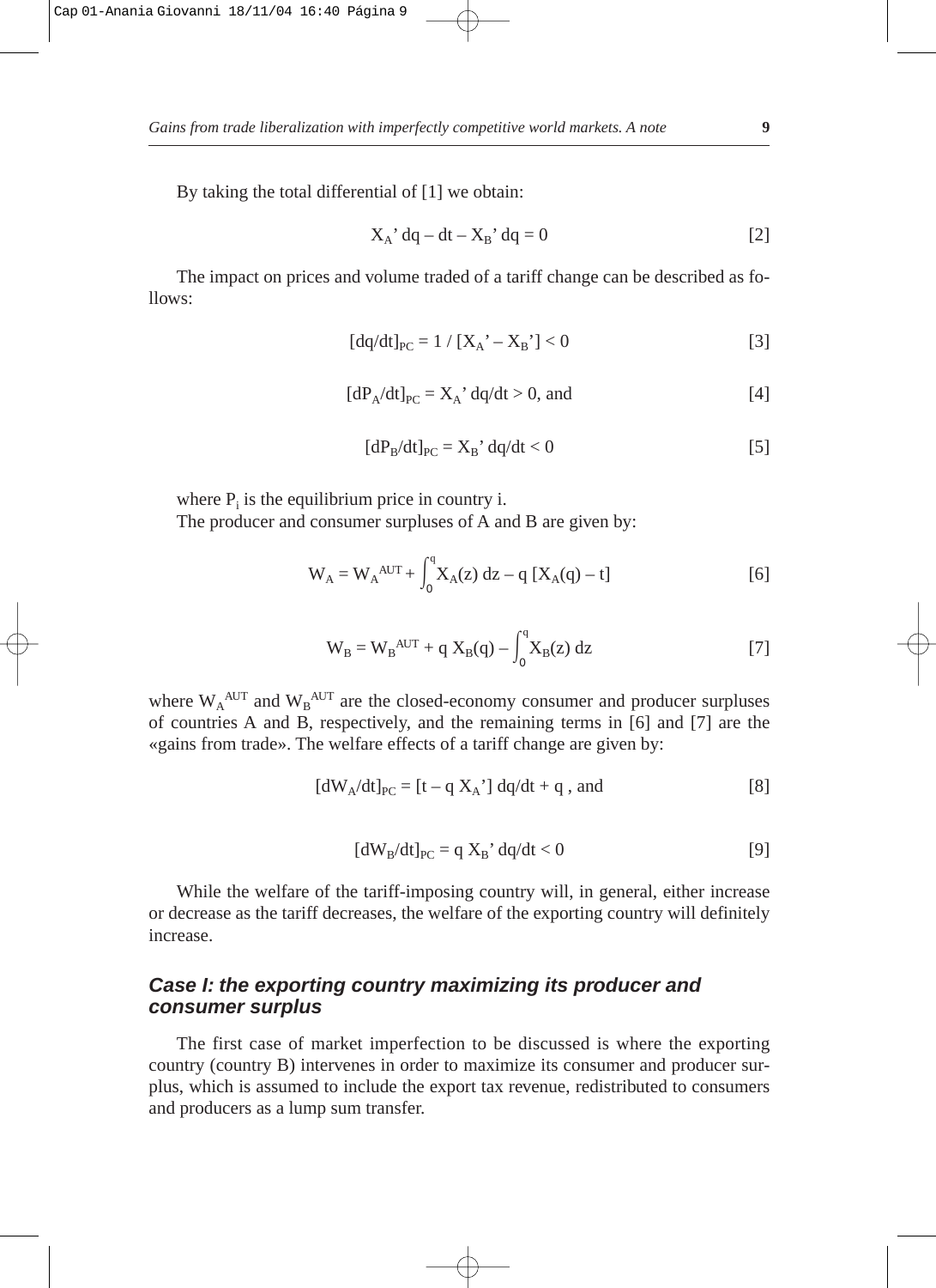By taking the total differential of [1] we obtain:

$$X_A' \, dq - dt - X_B' \, dq = 0 \quad [2]$$

The impact on prices and volume traded of a tariff change can be described as follows:

$$[dq/dt]_{PC} = 1 / [X_A' - X_B'] < 0 \quad [3]$$

$$[dP_A/dt]_{PC} = X_A' \, dq/dt > 0, \text{ and} \quad [4]$$

$$[dP_B/dt]_{PC} = X_B' \, dq/dt < 0 \quad [5]$$

where $P_i$ is the equilibrium price in country i.

The producer and consumer surpluses of A and B are given by:

$$W_A = W_A^{AUT} + \int_0^q X_A(z) \, dz - q \, [X_A(q) - t] \quad [6]$$

$$W_B = W_B^{AUT} + q \, X_B(q) - \int_0^q X_B(z) \, dz \quad [7]$$

where $W_A^{AUT}$ and $W_B^{AUT}$ are the closed-economy consumer and producer surpluses of countries A and B, respectively, and the remaining terms in [6] and [7] are the «gains from trade». The welfare effects of a tariff change are given by:

$$[dW_A/dt]_{PC} = [t - q \, X_A'] \, dq/dt + q \text{ , and} \quad [8]$$

$$[dW_B/dt]_{PC} = q \, X_B' \, dq/dt < 0 \quad [9]$$

While the welfare of the tariff-imposing country will, in general, either increase or decrease as the tariff decreases, the welfare of the exporting country will definitely increase.

### *Case I: the exporting country maximizing its producer and consumer surplus*

The first case of market imperfection to be discussed is where the exporting country (country B) intervenes in order to maximize its consumer and producer surplus, which is assumed to include the export tax revenue, redistributed to consumers and producers as a lump sum transfer.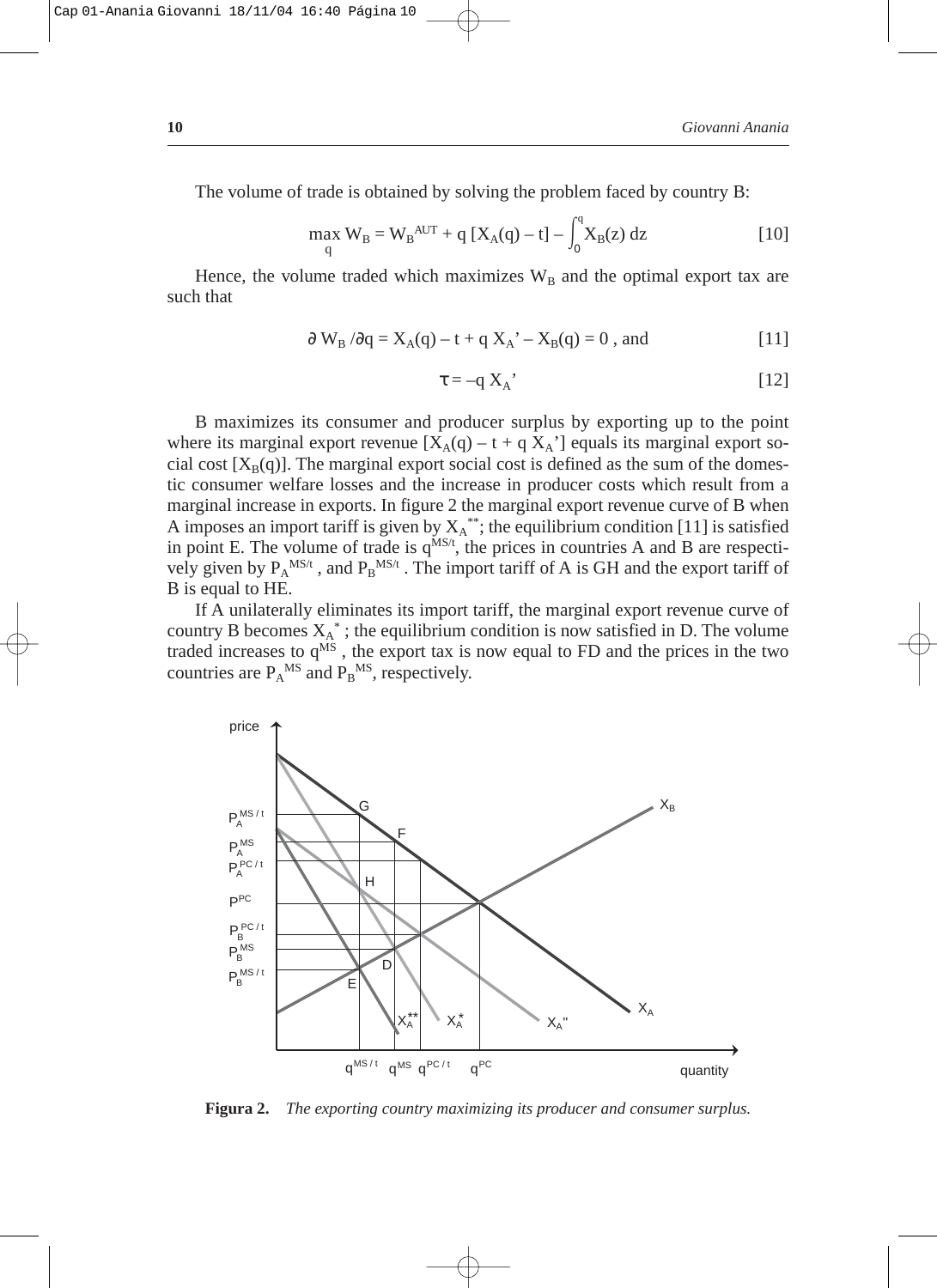The volume of trade is obtained by solving the problem faced by country B:

$$\max_{q} W_B = W_B^{AUT} + q\,[X_A(q) - t] - \int_0^q X_B(z)\,dz \qquad [10]$$

Hence, the volume traded which maximizes $W_B$ and the optimal export tax are such that

$$\partial W_B / \partial q = X_A(q) - t + q\,X_A' - X_B(q) = 0\text{ , and} \qquad [11]$$

$$\tau = -q\,X_A' \qquad [12]$$

B maximizes its consumer and producer surplus by exporting up to the point where its marginal export revenue $[X_A(q) - t + q\,X_A']$ equals its marginal export social cost $[X_B(q)]$. The marginal export social cost is defined as the sum of the domestic consumer welfare losses and the increase in producer costs which result from a marginal increase in exports. In figure 2 the marginal export revenue curve of B when A imposes an import tariff is given by $X_A^{**}$; the equilibrium condition [11] is satisfied in point E. The volume of trade is $q^{MS/t}$, the prices in countries A and B are respectively given by $P_A^{MS/t}$ , and $P_B^{MS/t}$ . The import tariff of A is GH and the export tariff of B is equal to HE.

If A unilaterally eliminates its import tariff, the marginal export revenue curve of country B becomes $X_A^{*}$ ; the equilibrium condition is now satisfied in D. The volume traded increases to $q^{MS}$ , the export tax is now equal to FD and the prices in the two countries are $P_A^{MS}$ and $P_B^{MS}$, respectively.

**Figura 2.** *The exporting country maximizing its producer and consumer surplus.*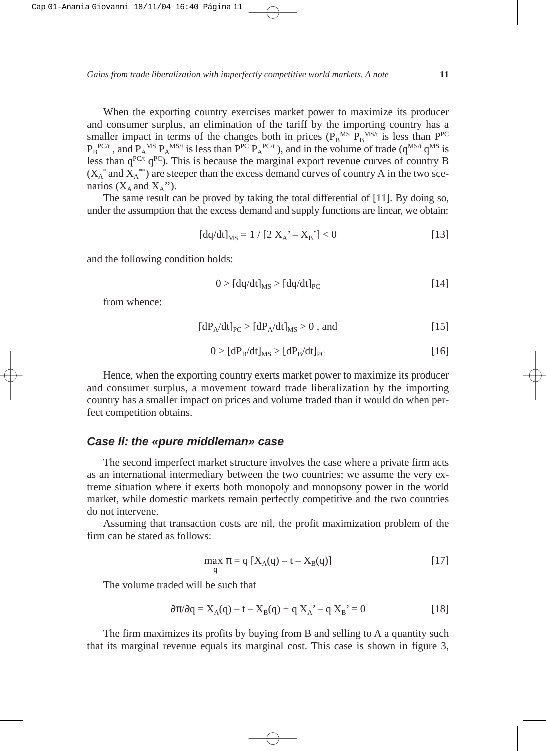When the exporting country exercises market power to maximize its producer and consumer surplus, an elimination of the tariff by the importing country has a smaller impact in terms of the changes both in prices ($P_B^{MS}$ $P_B^{MS/t}$ is less than $P^{PC}$ $P_B^{PC/t}$ , and $P_A^{MS}$ $P_A^{MS/t}$ is less than $P^{PC}$ $P_A^{PC/t}$ ), and in the volume of trade ($q^{MS/t}$ $q^{MS}$ is less than $q^{PC/t}$ $q^{PC}$). This is because the marginal export revenue curves of country B ($X_A^*$ and $X_A^{**}$) are steeper than the excess demand curves of country A in the two scenarios ($X_A$ and $X_A$'').

The same result can be proved by taking the total differential of [11]. By doing so, under the assumption that the excess demand and supply functions are linear, we obtain:

$$[dq/dt]_{MS} = 1 / [2 X_A' – X_B'] < 0 \qquad [13]$$

and the following condition holds:

$$0 > [dq/dt]_{MS} > [dq/dt]_{PC} \qquad [14]$$

from whence:

$$[dP_A/dt]_{PC} > [dP_A/dt]_{MS} > 0 \text{ , and} \qquad [15]$$

$$0 > [dP_B/dt]_{MS} > [dP_B/dt]_{PC} \qquad [16]$$

Hence, when the exporting country exerts market power to maximize its producer and consumer surplus, a movement toward trade liberalization by the importing country has a smaller impact on prices and volume traded than it would do when perfect competition obtains.

### *Case II: the «pure middleman» case*

The second imperfect market structure involves the case where a private firm acts as an international intermediary between the two countries; we assume the very extreme situation where it exerts both monopoly and monopsony power in the world market, while domestic markets remain perfectly competitive and the two countries do not intervene.

Assuming that transaction costs are nil, the profit maximization problem of the firm can be stated as follows:

$$\max_q \pi = q [X_A(q) – t – X_B(q)] \qquad [17]$$

The volume traded will be such that

$$\partial\pi/\partial q = X_A(q) – t – X_B(q) + q X_A' – q X_B' = 0 \qquad [18]$$

The firm maximizes its profits by buying from B and selling to A a quantity such that its marginal revenue equals its marginal cost. This case is shown in figure 3,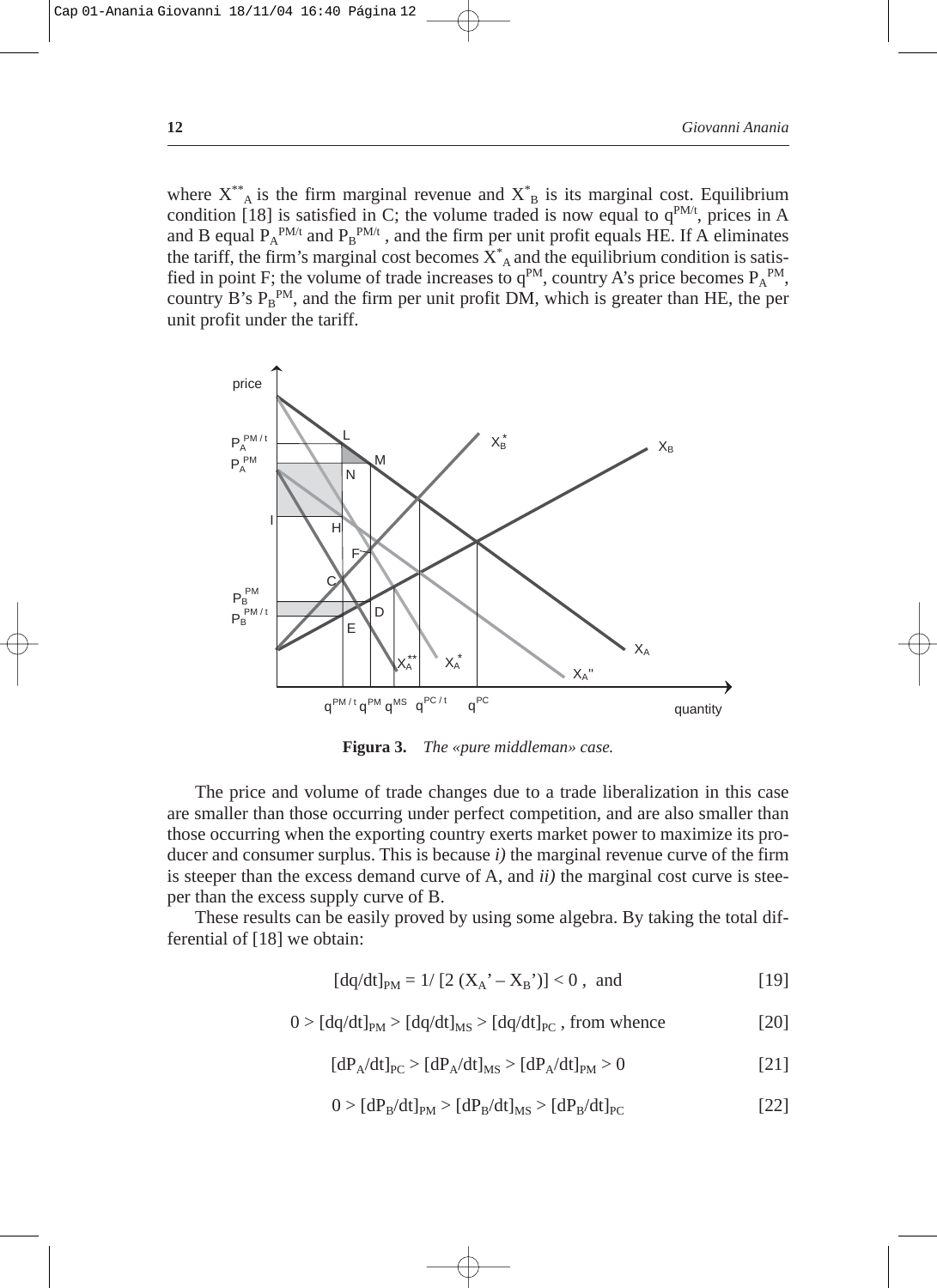where $X^{**}_A$ is the firm marginal revenue and $X^*_B$ is its marginal cost. Equilibrium condition [18] is satisfied in C; the volume traded is now equal to $q^{PM/t}$, prices in A and B equal $P_A^{PM/t}$ and $P_B^{PM/t}$ , and the firm per unit profit equals HE. If A eliminates the tariff, the firm's marginal cost becomes $X^*_A$ and the equilibrium condition is satisfied in point F; the volume of trade increases to $q^{PM}$, country A's price becomes $P_A^{PM}$, country B's $P_B^{PM}$, and the firm per unit profit DM, which is greater than HE, the per unit profit under the tariff.

**Figura 3.** *The «pure middleman» case.*

The price and volume of trade changes due to a trade liberalization in this case are smaller than those occurring under perfect competition, and are also smaller than those occurring when the exporting country exerts market power to maximize its producer and consumer surplus. This is because *i)* the marginal revenue curve of the firm is steeper than the excess demand curve of A, and *ii)* the marginal cost curve is steeper than the excess supply curve of B.

These results can be easily proved by using some algebra. By taking the total differential of [18] we obtain:

$$[dq/dt]_{PM} = 1/\,[2\,(X_A' - X_B')] < 0\ , \text{ and} \qquad [19]$$

$$0 > [dq/dt]_{PM} > [dq/dt]_{MS} > [dq/dt]_{PC}\ , \text{ from whence} \qquad [20]$$

$$[dP_A/dt]_{PC} > [dP_A/dt]_{MS} > [dP_A/dt]_{PM} > 0 \qquad [21]$$

$$0 > [dP_B/dt]_{PM} > [dP_B/dt]_{MS} > [dP_B/dt]_{PC} \qquad [22]$$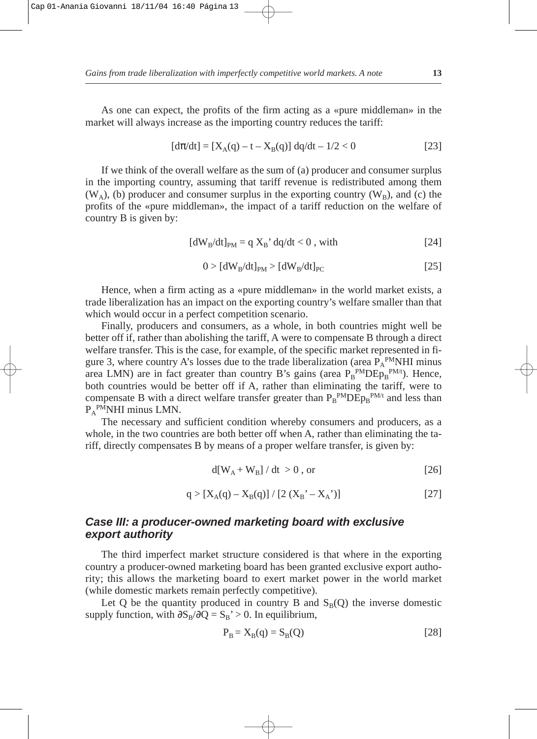As one can expect, the profits of the firm acting as a «pure middleman» in the market will always increase as the importing country reduces the tariff:

$$[d\pi/dt] = [X_A(q) - t - X_B(q)]\, dq/dt - 1/2 < 0 \qquad [23]$$

If we think of the overall welfare as the sum of (a) producer and consumer surplus in the importing country, assuming that tariff revenue is redistributed among them ($W_A$), (b) producer and consumer surplus in the exporting country ($W_B$), and (c) the profits of the «pure middleman», the impact of a tariff reduction on the welfare of country B is given by:

$$[dW_B/dt]_{PM} = q\, X_B'\, dq/dt < 0 \text{ , with} \qquad [24]$$

$$0 > [dW_B/dt]_{PM} > [dW_B/dt]_{PC} \qquad [25]$$

Hence, when a firm acting as a «pure middleman» in the world market exists, a trade liberalization has an impact on the exporting country's welfare smaller than that which would occur in a perfect competition scenario.

Finally, producers and consumers, as a whole, in both countries might well be better off if, rather than abolishing the tariff, A were to compensate B through a direct welfare transfer. This is the case, for example, of the specific market represented in figure 3, where country A's losses due to the trade liberalization (area $P_A^{PM}$NHI minus area LMN) are in fact greater than country B's gains (area $P_B^{PM}DEp_B^{PM/t}$). Hence, both countries would be better off if A, rather than eliminating the tariff, were to compensate B with a direct welfare transfer greater than $P_B^{PM}DEp_B^{PM/t}$ and less than $P_A^{PM}$NHI minus LMN.

The necessary and sufficient condition whereby consumers and producers, as a whole, in the two countries are both better off when A, rather than eliminating the tariff, directly compensates B by means of a proper welfare transfer, is given by:

$$d[W_A + W_B] / dt > 0 \text{ , or} \qquad [26]$$

$$q > [X_A(q) - X_B(q)] / [2\,(X_B' - X_A')] \qquad [27]$$

## *Case III: a producer-owned marketing board with exclusive export authority*

The third imperfect market structure considered is that where in the exporting country a producer-owned marketing board has been granted exclusive export authority; this allows the marketing board to exert market power in the world market (while domestic markets remain perfectly competitive).

Let Q be the quantity produced in country B and $S_B(Q)$ the inverse domestic supply function, with $\partial S_B/\partial Q = S_B' > 0$. In equilibrium,

$$P_B = X_B(q) = S_B(Q) \qquad [28]$$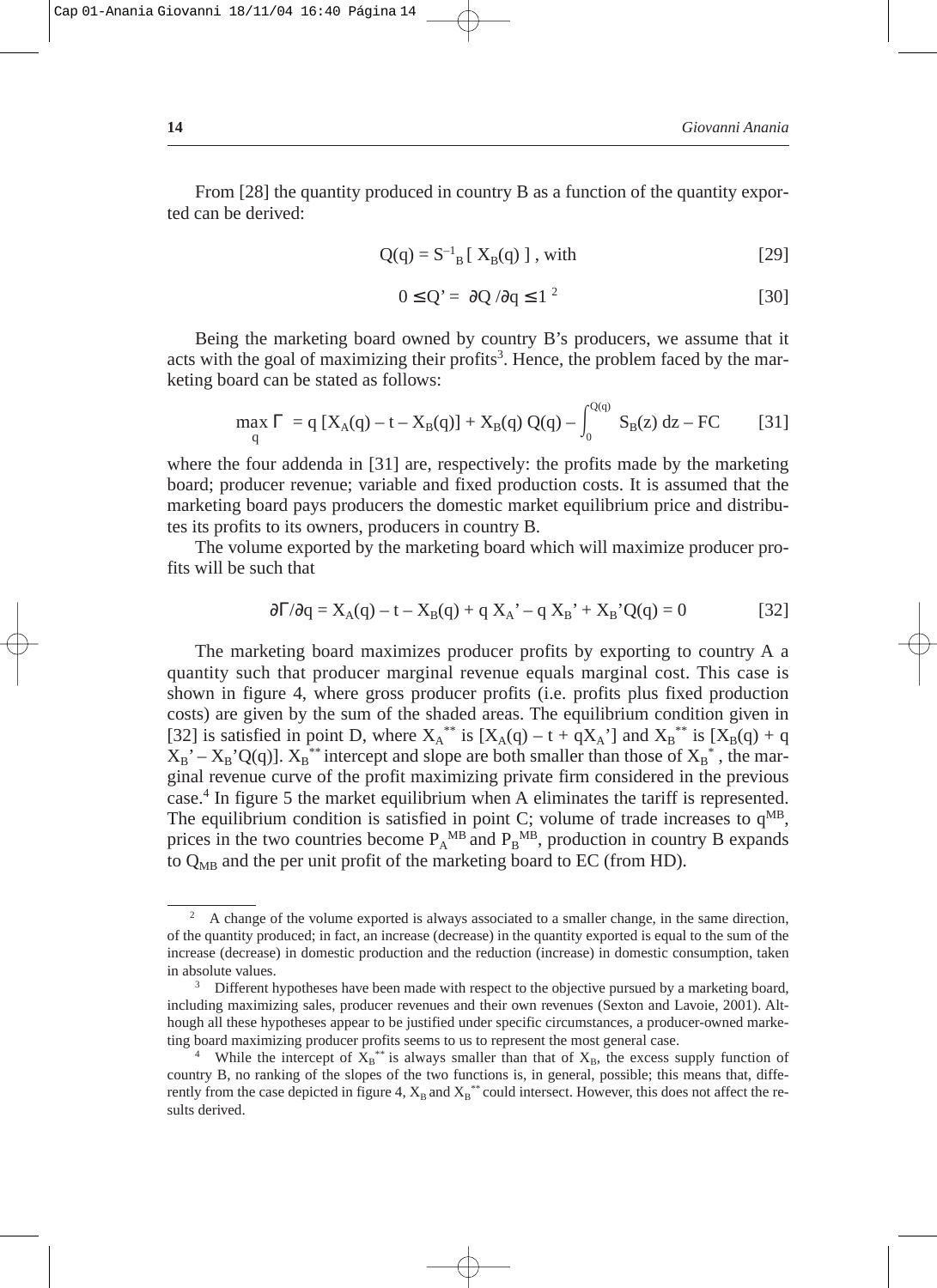From [28] the quantity produced in country B as a function of the quantity exported can be derived:

$$Q(q) = S^{-1}_B [\, X_B(q) \,] \text{ , with} \qquad [29]$$

$$0 \leq Q' = \partial Q / \partial q \leq 1 \text{ [2]} \qquad [30]$$

Being the marketing board owned by country B's producers, we assume that it acts with the goal of maximizing their profits[3]. Hence, the problem faced by the marketing board can be stated as follows:

$$\max_q \Gamma = q\,[X_A(q) - t - X_B(q)] + X_B(q)\,Q(q) - \int_0^{Q(q)} S_B(z)\,dz - FC \qquad [31]$$

where the four addenda in [31] are, respectively: the profits made by the marketing board; producer revenue; variable and fixed production costs. It is assumed that the marketing board pays producers the domestic market equilibrium price and distributes its profits to its owners, producers in country B.

The volume exported by the marketing board which will maximize producer profits will be such that

$$\partial\Gamma/\partial q = X_A(q) - t - X_B(q) + q\,X_A' - q\,X_B' + X_B'Q(q) = 0 \qquad [32]$$

The marketing board maximizes producer profits by exporting to country A a quantity such that producer marginal revenue equals marginal cost. This case is shown in figure 4, where gross producer profits (i.e. profits plus fixed production costs) are given by the sum of the shaded areas. The equilibrium condition given in [32] is satisfied in point D, where $X_A^{**}$ is $[X_A(q) - t + qX_A']$ and $X_B^{**}$ is $[X_B(q) + q\,X_B' - X_B'Q(q)]$. $X_B^{**}$ intercept and slope are both smaller than those of $X_B^{*}$, the marginal revenue curve of the profit maximizing private firm considered in the previous case.[4] In figure 5 the market equilibrium when A eliminates the tariff is represented. The equilibrium condition is satisfied in point C; volume of trade increases to $q^{MB}$, prices in the two countries become $P_A^{MB}$ and $P_B^{MB}$, production in country B expands to $Q_{MB}$ and the per unit profit of the marketing board to EC (from HD).

---

[2] A change of the volume exported is always associated to a smaller change, in the same direction, of the quantity produced; in fact, an increase (decrease) in the quantity exported is equal to the sum of the increase (decrease) in domestic production and the reduction (increase) in domestic consumption, taken in absolute values.

[3] Different hypotheses have been made with respect to the objective pursued by a marketing board, including maximizing sales, producer revenues and their own revenues (Sexton and Lavoie, 2001). Although all these hypotheses appear to be justified under specific circumstances, a producer-owned marketing board maximizing producer profits seems to us to represent the most general case.

[4] While the intercept of $X_B^{**}$ is always smaller than that of $X_B$, the excess supply function of country B, no ranking of the slopes of the two functions is, in general, possible; this means that, differently from the case depicted in figure 4, $X_B$ and $X_B^{**}$ could intersect. However, this does not affect the results derived.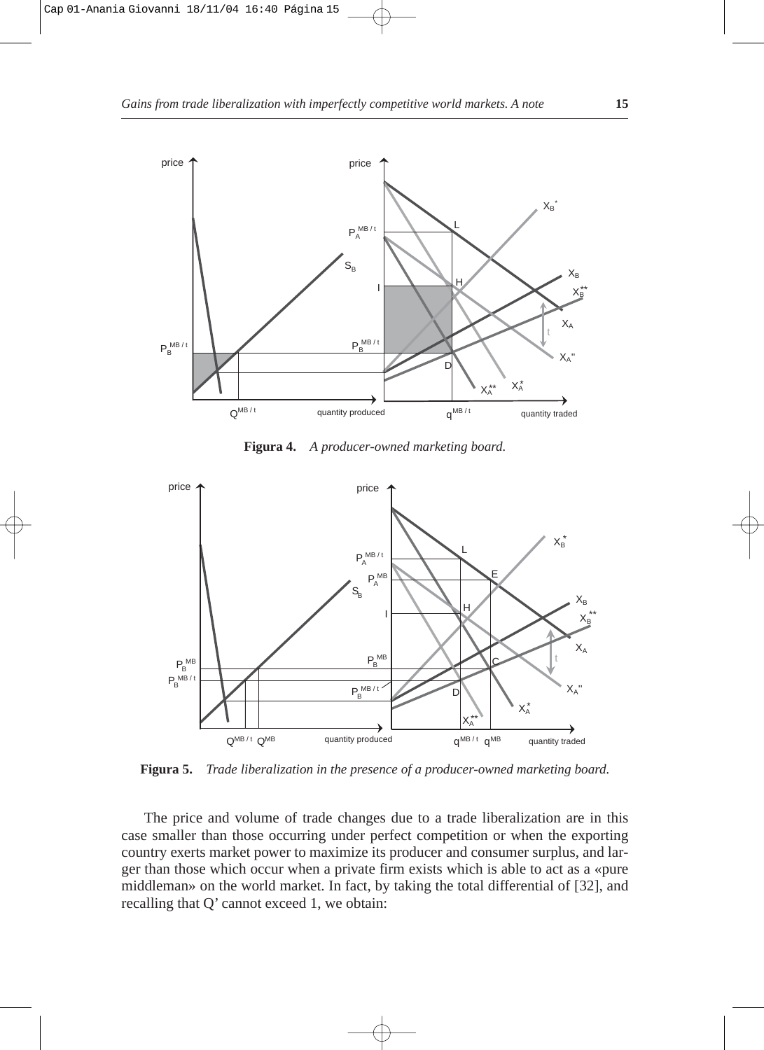**Figura 4.** *A producer-owned marketing board.*

**Figura 5.** *Trade liberalization in the presence of a producer-owned marketing board.*

The price and volume of trade changes due to a trade liberalization are in this case smaller than those occurring under perfect competition or when the exporting country exerts market power to maximize its producer and consumer surplus, and larger than those which occur when a private firm exists which is able to act as a «pure middleman» on the world market. In fact, by taking the total differential of [32], and recalling that Q' cannot exceed 1, we obtain: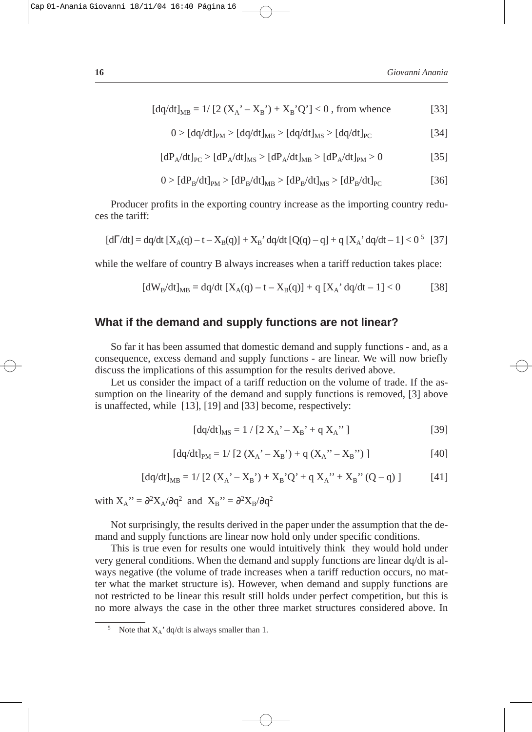$$[dq/dt]_{MB} = 1/ [2 (X_A' - X_B') + X_B'Q'] < 0 \text{ , from whence} \qquad [33]$$

$$0 > [dq/dt]_{PM} > [dq/dt]_{MB} > [dq/dt]_{MS} > [dq/dt]_{PC} \qquad [34]$$

$$[dP_A/dt]_{PC} > [dP_A/dt]_{MS} > [dP_A/dt]_{MB} > [dP_A/dt]_{PM} > 0 \qquad [35]$$

$$0 > [dP_B/dt]_{PM} > [dP_B/dt]_{MB} > [dP_B/dt]_{MS} > [dP_B/dt]_{PC} \qquad [36]$$

Producer profits in the exporting country increase as the importing country reduces the tariff:

$$[d\Gamma/dt] = dq/dt [X_A(q) - t - X_B(q)] + X_B' dq/dt [Q(q) - q] + q [X_A' dq/dt - 1] < 0 \text{ [5]} \qquad [37]$$

while the welfare of country B always increases when a tariff reduction takes place:

$$[dW_B/dt]_{MB} = dq/dt [X_A(q) - t - X_B(q)] + q [X_A' dq/dt - 1] < 0 \qquad [38]$$

## What if the demand and supply functions are not linear?

So far it has been assumed that domestic demand and supply functions - and, as a consequence, excess demand and supply functions - are linear. We will now briefly discuss the implications of this assumption for the results derived above.

Let us consider the impact of a tariff reduction on the volume of trade. If the assumption on the linearity of the demand and supply functions is removed, [3] above is unaffected, while [13], [19] and [33] become, respectively:

$$[dq/dt]_{MS} = 1 / [2 X_A' - X_B' + q X_A''] \qquad [39]$$

$$[dq/dt]_{PM} = 1/ [2 (X_A' - X_B') + q (X_A'' - X_B'')] \qquad [40]$$

$$[dq/dt]_{MB} = 1/ [2 (X_A' - X_B') + X_B'Q' + q X_A'' + X_B'' (Q - q)] \qquad [41]$$

with $X_A'' = \partial^2 X_A/\partial q^2$ and $X_B'' = \partial^2 X_B/\partial q^2$

Not surprisingly, the results derived in the paper under the assumption that the demand and supply functions are linear now hold only under specific conditions.

This is true even for results one would intuitively think they would hold under very general conditions. When the demand and supply functions are linear dq/dt is always negative (the volume of trade increases when a tariff reduction occurs, no matter what the market structure is). However, when demand and supply functions are not restricted to be linear this result still holds under perfect competition, but this is no more always the case in the other three market structures considered above. In

[5] Note that $X_A'$ dq/dt is always smaller than 1.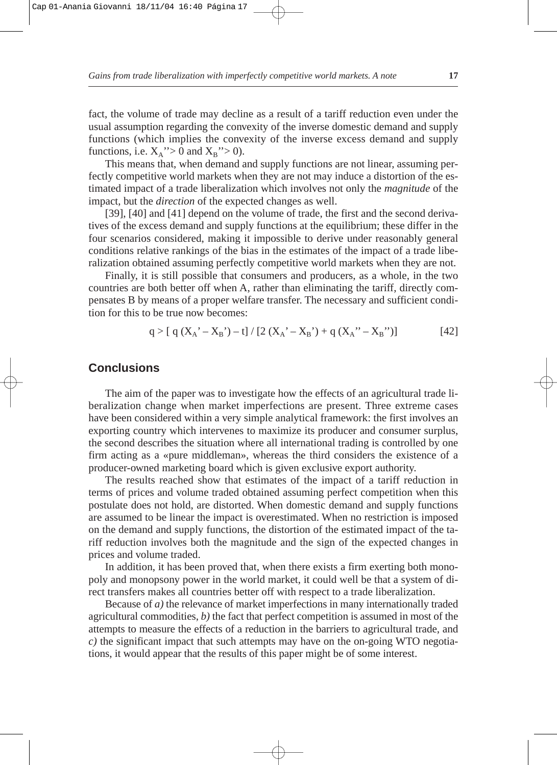fact, the volume of trade may decline as a result of a tariff reduction even under the usual assumption regarding the convexity of the inverse domestic demand and supply functions (which implies the convexity of the inverse excess demand and supply functions, i.e. $X_A'' > 0$ and $X_B'' > 0$).

This means that, when demand and supply functions are not linear, assuming perfectly competitive world markets when they are not may induce a distortion of the estimated impact of a trade liberalization which involves not only the *magnitude* of the impact, but the *direction* of the expected changes as well.

[39], [40] and [41] depend on the volume of trade, the first and the second derivatives of the excess demand and supply functions at the equilibrium; these differ in the four scenarios considered, making it impossible to derive under reasonably general conditions relative rankings of the bias in the estimates of the impact of a trade liberalization obtained assuming perfectly competitive world markets when they are not.

Finally, it is still possible that consumers and producers, as a whole, in the two countries are both better off when A, rather than eliminating the tariff, directly compensates B by means of a proper welfare transfer. The necessary and sufficient condition for this to be true now becomes:

$$q > [\, q\,(X_A' - X_B') - t] \,/\, [2\,(X_A' - X_B') + q\,(X_A'' - X_B'')] \qquad [42]$$

## Conclusions

The aim of the paper was to investigate how the effects of an agricultural trade liberalization change when market imperfections are present. Three extreme cases have been considered within a very simple analytical framework: the first involves an exporting country which intervenes to maximize its producer and consumer surplus, the second describes the situation where all international trading is controlled by one firm acting as a «pure middleman», whereas the third considers the existence of a producer-owned marketing board which is given exclusive export authority.

The results reached show that estimates of the impact of a tariff reduction in terms of prices and volume traded obtained assuming perfect competition when this postulate does not hold, are distorted. When domestic demand and supply functions are assumed to be linear the impact is overestimated. When no restriction is imposed on the demand and supply functions, the distortion of the estimated impact of the tariff reduction involves both the magnitude and the sign of the expected changes in prices and volume traded.

In addition, it has been proved that, when there exists a firm exerting both monopoly and monopsony power in the world market, it could well be that a system of direct transfers makes all countries better off with respect to a trade liberalization.

Because of *a)* the relevance of market imperfections in many internationally traded agricultural commodities, *b)* the fact that perfect competition is assumed in most of the attempts to measure the effects of a reduction in the barriers to agricultural trade, and *c)* the significant impact that such attempts may have on the on-going WTO negotiations, it would appear that the results of this paper might be of some interest.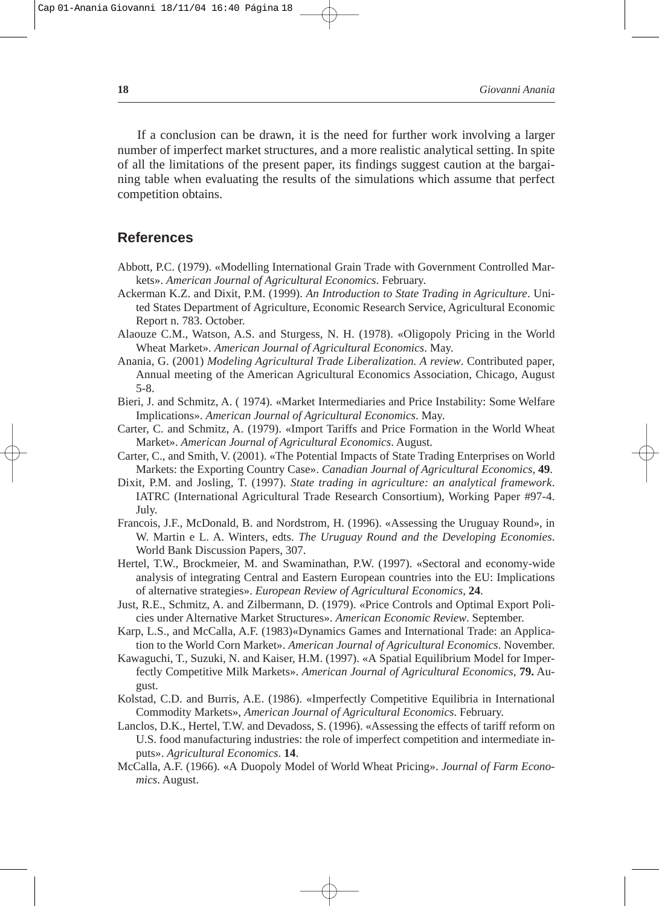If a conclusion can be drawn, it is the need for further work involving a larger number of imperfect market structures, and a more realistic analytical setting. In spite of all the limitations of the present paper, its findings suggest caution at the bargaining table when evaluating the results of the simulations which assume that perfect competition obtains.

## References

Abbott, P.C. (1979). «Modelling International Grain Trade with Government Controlled Markets». *American Journal of Agricultural Economics*. February.

Ackerman K.Z. and Dixit, P.M. (1999). *An Introduction to State Trading in Agriculture*. United States Department of Agriculture, Economic Research Service, Agricultural Economic Report n. 783. October.

Alaouze C.M., Watson, A.S. and Sturgess, N. H. (1978). «Oligopoly Pricing in the World Wheat Market». *American Journal of Agricultural Economics*. May.

Anania, G. (2001) *Modeling Agricultural Trade Liberalization. A review*. Contributed paper, Annual meeting of the American Agricultural Economics Association, Chicago, August 5-8.

Bieri, J. and Schmitz, A. ( 1974). «Market Intermediaries and Price Instability: Some Welfare Implications». *American Journal of Agricultural Economics*. May.

Carter, C. and Schmitz, A. (1979). «Import Tariffs and Price Formation in the World Wheat Market». *American Journal of Agricultural Economics*. August.

Carter, C., and Smith, V. (2001). «The Potential Impacts of State Trading Enterprises on World Markets: the Exporting Country Case». *Canadian Journal of Agricultural Economics*, **49**.

Dixit, P.M. and Josling, T. (1997). *State trading in agriculture: an analytical framework*. IATRC (International Agricultural Trade Research Consortium), Working Paper #97-4. July.

Francois, J.F., McDonald, B. and Nordstrom, H. (1996). «Assessing the Uruguay Round», in W. Martin e L. A. Winters, edts. *The Uruguay Round and the Developing Economies*. World Bank Discussion Papers, 307.

Hertel, T.W., Brockmeier, M. and Swaminathan, P.W. (1997). «Sectoral and economy-wide analysis of integrating Central and Eastern European countries into the EU: Implications of alternative strategies». *European Review of Agricultural Economics*, **24**.

Just, R.E., Schmitz, A. and Zilbermann, D. (1979). «Price Controls and Optimal Export Policies under Alternative Market Structures». *American Economic Review*. September.

Karp, L.S., and McCalla, A.F. (1983)«Dynamics Games and International Trade: an Application to the World Corn Market». *American Journal of Agricultural Economics*. November.

Kawaguchi, T., Suzuki, N. and Kaiser, H.M. (1997). «A Spatial Equilibrium Model for Imperfectly Competitive Milk Markets». *American Journal of Agricultural Economics*, **79.** August.

Kolstad, C.D. and Burris, A.E. (1986). «Imperfectly Competitive Equilibria in International Commodity Markets», *American Journal of Agricultural Economics*. February.

Lanclos, D.K., Hertel, T.W. and Devadoss, S. (1996). «Assessing the effects of tariff reform on U.S. food manufacturing industries: the role of imperfect competition and intermediate inputs». *Agricultural Economics*. **14**.

McCalla, A.F. (1966). «A Duopoly Model of World Wheat Pricing». *Journal of Farm Economics*. August.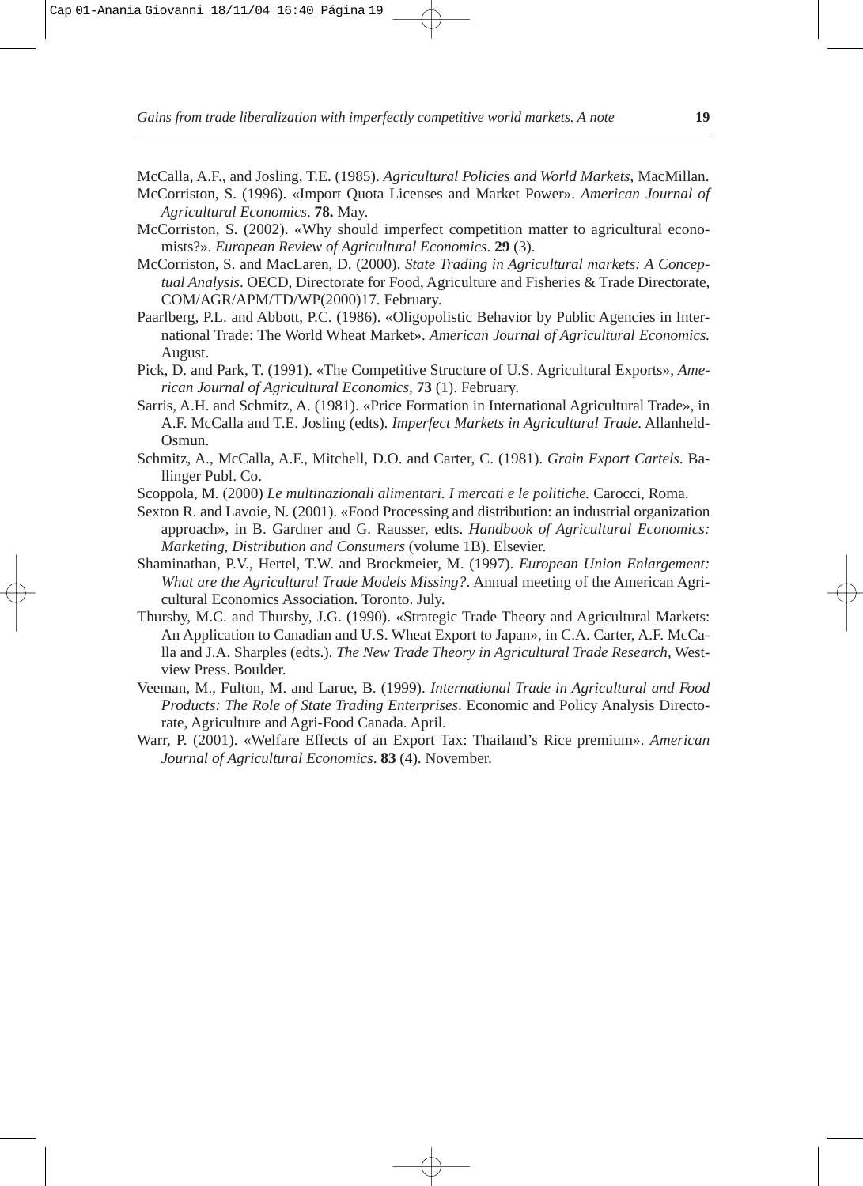McCalla, A.F., and Josling, T.E. (1985). *Agricultural Policies and World Markets*, MacMillan.

McCorriston, S. (1996). «Import Quota Licenses and Market Power». *American Journal of Agricultural Economics*. **78.** May.

McCorriston, S. (2002). «Why should imperfect competition matter to agricultural economists?». *European Review of Agricultural Economics*. **29** (3).

McCorriston, S. and MacLaren, D. (2000). *State Trading in Agricultural markets: A Conceptual Analysis*. OECD, Directorate for Food, Agriculture and Fisheries & Trade Directorate, COM/AGR/APM/TD/WP(2000)17. February.

Paarlberg, P.L. and Abbott, P.C. (1986). «Oligopolistic Behavior by Public Agencies in International Trade: The World Wheat Market». *American Journal of Agricultural Economics.* August.

Pick, D. and Park, T. (1991). «The Competitive Structure of U.S. Agricultural Exports», *American Journal of Agricultural Economics*, **73** (1). February.

Sarris, A.H. and Schmitz, A. (1981). «Price Formation in International Agricultural Trade», in A.F. McCalla and T.E. Josling (edts). *Imperfect Markets in Agricultural Trade*. Allanheld-Osmun.

Schmitz, A., McCalla, A.F., Mitchell, D.O. and Carter, C. (1981). *Grain Export Cartels*. Ballinger Publ. Co.

Scoppola, M. (2000) *Le multinazionali alimentari. I mercati e le politiche.* Carocci, Roma.

Sexton R. and Lavoie, N. (2001). «Food Processing and distribution: an industrial organization approach», in B. Gardner and G. Rausser, edts. *Handbook of Agricultural Economics: Marketing, Distribution and Consumers* (volume 1B). Elsevier.

Shaminathan, P.V., Hertel, T.W. and Brockmeier, M. (1997). *European Union Enlargement: What are the Agricultural Trade Models Missing?*. Annual meeting of the American Agricultural Economics Association. Toronto. July.

Thursby, M.C. and Thursby, J.G. (1990). «Strategic Trade Theory and Agricultural Markets: An Application to Canadian and U.S. Wheat Export to Japan», in C.A. Carter, A.F. McCalla and J.A. Sharples (edts.). *The New Trade Theory in Agricultural Trade Research*, Westview Press. Boulder.

Veeman, M., Fulton, M. and Larue, B. (1999). *International Trade in Agricultural and Food Products: The Role of State Trading Enterprises*. Economic and Policy Analysis Directorate, Agriculture and Agri-Food Canada. April.

Warr, P. (2001). «Welfare Effects of an Export Tax: Thailand's Rice premium». *American Journal of Agricultural Economics*. **83** (4). November.